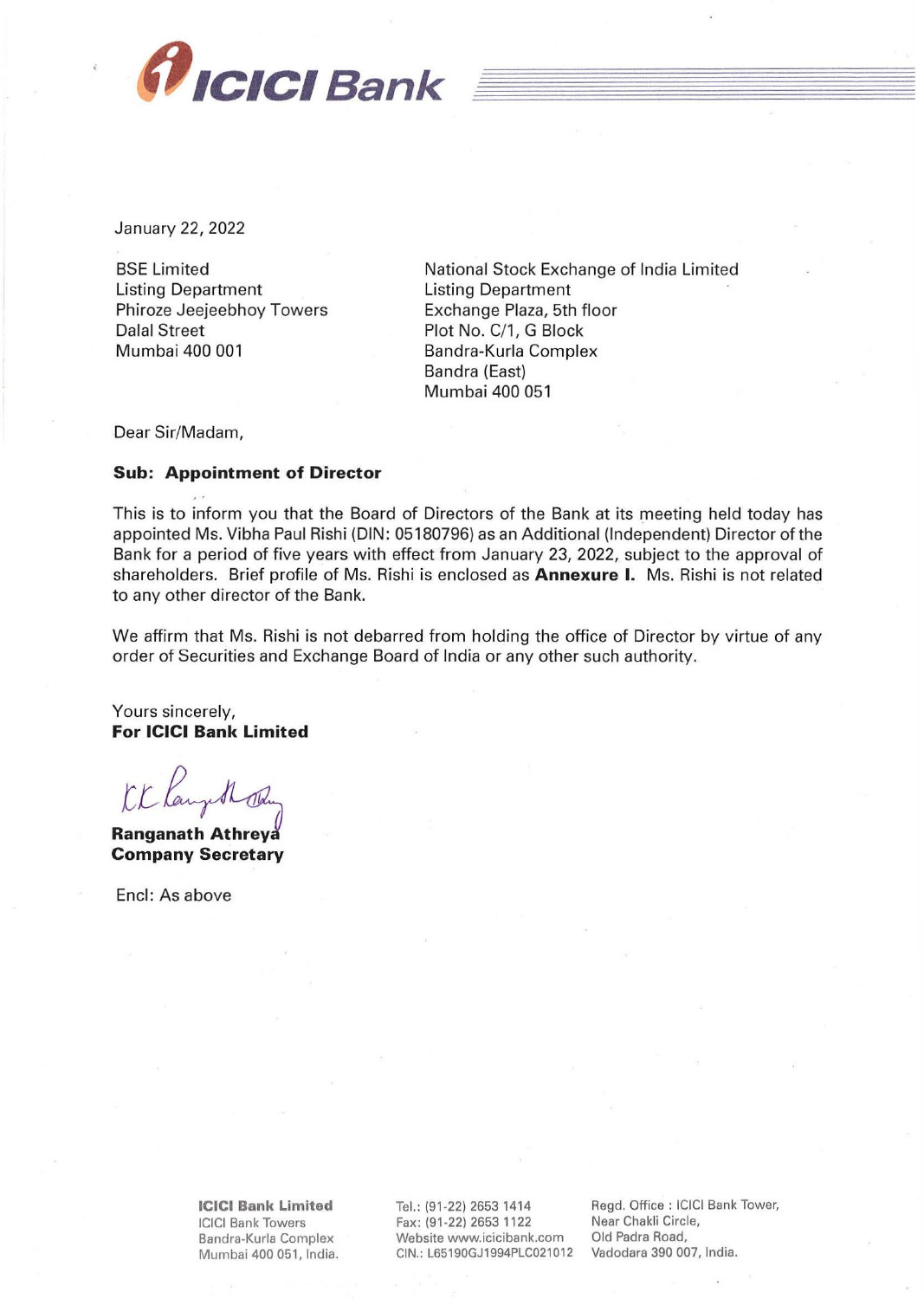January 22, 2022

BSE Limited
Listing Department
Phiroze Jeejeebhoy Towers
Dalal Street
Mumbai 400 001

National Stock Exchange of India Limited
Listing Department
Exchange Plaza, 5th floor
Plot No. C/1, G Block
Bandra-Kurla Complex
Bandra (East)
Mumbai 400 051

Dear Sir/Madam,

**Sub: Appointment of Director**

This is to inform you that the Board of Directors of the Bank at its meeting held today has appointed Ms. Vibha Paul Rishi (DIN: 05180796) as an Additional (Independent) Director of the Bank for a period of five years with effect from January 23, 2022, subject to the approval of shareholders. Brief profile of Ms. Rishi is enclosed as **Annexure I.** Ms. Rishi is not related to any other director of the Bank.

We affirm that Ms. Rishi is not debarred from holding the office of Director by virtue of any order of Securities and Exchange Board of India or any other such authority.

Yours sincerely,
**For ICICI Bank Limited**

**Ranganath Athreya**
**Company Secretary**

Encl: As above

**ICICI Bank Limited**
ICICI Bank Towers
Bandra-Kurla Complex
Mumbai 400 051, India.

Tel.: (91-22) 2653 1414
Fax: (91-22) 2653 1122
Website www.icicibank.com
CIN.: L65190GJ1994PLC021012

Regd. Office : ICICI Bank Tower,
Near Chakli Circle,
Old Padra Road,
Vadodara 390 007, India.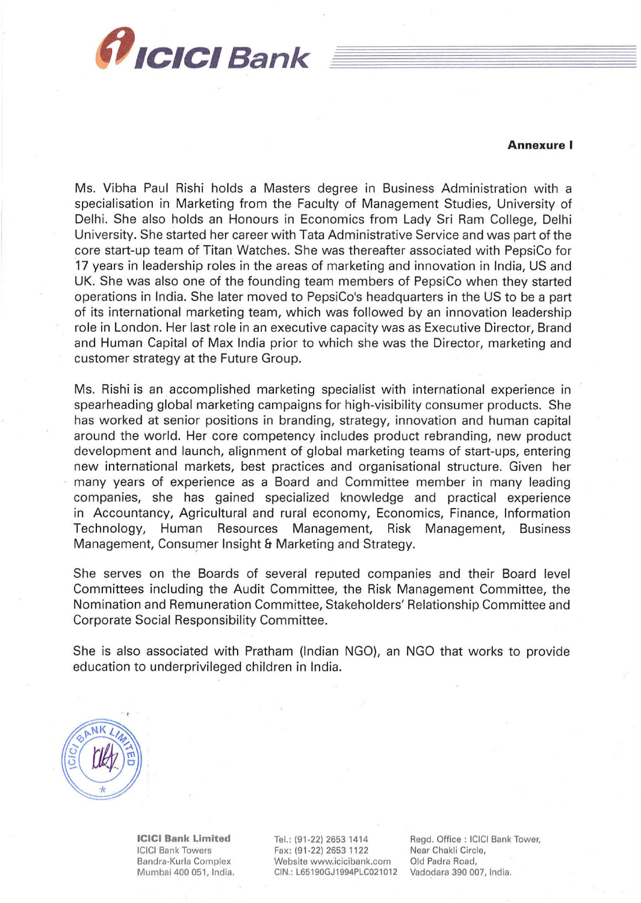**Annexure I**

Ms. Vibha Paul Rishi holds a Masters degree in Business Administration with a specialisation in Marketing from the Faculty of Management Studies, University of Delhi. She also holds an Honours in Economics from Lady Sri Ram College, Delhi University. She started her career with Tata Administrative Service and was part of the core start-up team of Titan Watches. She was thereafter associated with PepsiCo for 17 years in leadership roles in the areas of marketing and innovation in India, US and UK. She was also one of the founding team members of PepsiCo when they started operations in India. She later moved to PepsiCo's headquarters in the US to be a part of its international marketing team, which was followed by an innovation leadership role in London. Her last role in an executive capacity was as Executive Director, Brand and Human Capital of Max India prior to which she was the Director, marketing and customer strategy at the Future Group.

Ms. Rishi is an accomplished marketing specialist with international experience in spearheading global marketing campaigns for high-visibility consumer products. She has worked at senior positions in branding, strategy, innovation and human capital around the world. Her core competency includes product rebranding, new product development and launch, alignment of global marketing teams of start-ups, entering new international markets, best practices and organisational structure. Given her many years of experience as a Board and Committee member in many leading companies, she has gained specialized knowledge and practical experience in Accountancy, Agricultural and rural economy, Economics, Finance, Information Technology, Human Resources Management, Risk Management, Business Management, Consumer Insight & Marketing and Strategy.

She serves on the Boards of several reputed companies and their Board level Committees including the Audit Committee, the Risk Management Committee, the Nomination and Remuneration Committee, Stakeholders' Relationship Committee and Corporate Social Responsibility Committee.

She is also associated with Pratham (Indian NGO), an NGO that works to provide education to underprivileged children in India.

**ICICI Bank Limited**
ICICI Bank Towers
Bandra-Kurla Complex
Mumbai 400 051, India.

Tel.: (91-22) 2653 1414
Fax: (91-22) 2653 1122
Website www.icicibank.com
CIN.: L65190GJ1994PLC021012

Regd. Office : ICICI Bank Tower,
Near Chakli Circle,
Old Padra Road,
Vadodara 390 007, India.